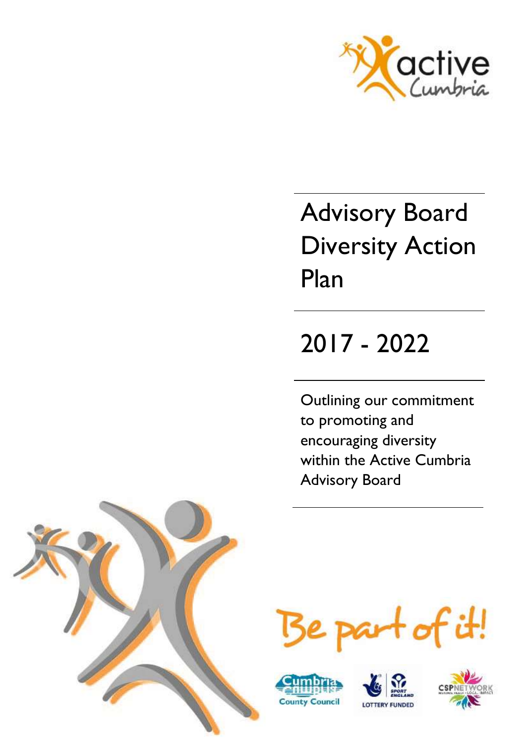# Advisory Board Diversity Action Plan

## 2017 - 2022

Outlining our commitment to promoting and encouraging diversity within the Active Cumbria Advisory Board

Be part of it!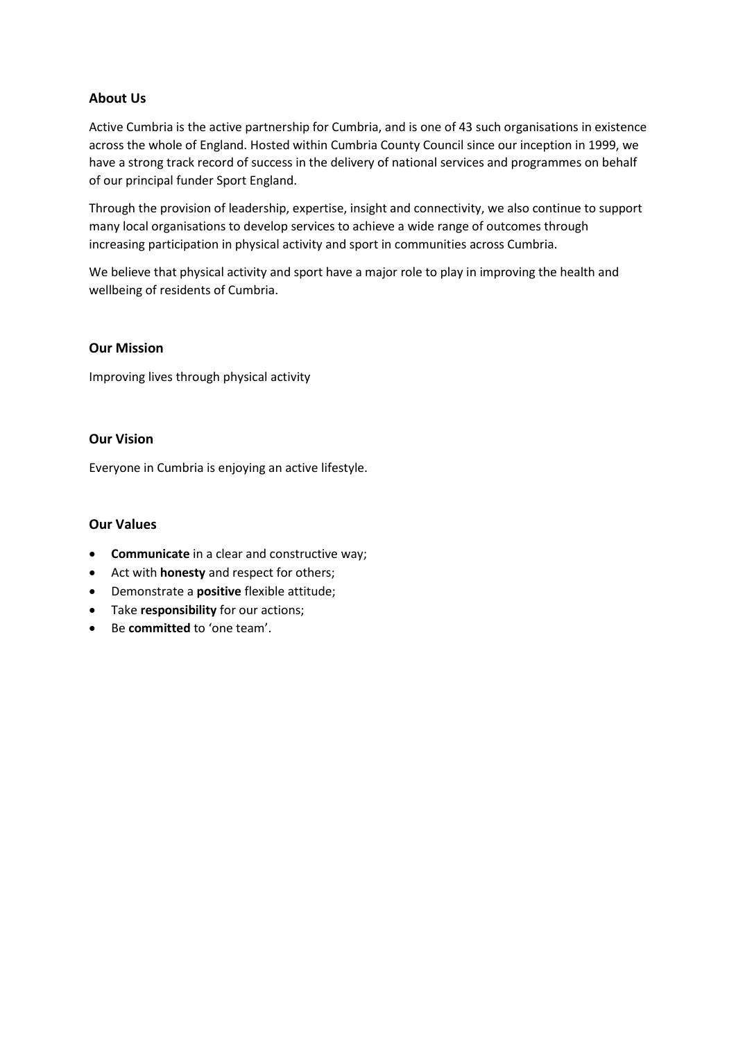## About Us

Active Cumbria is the active partnership for Cumbria, and is one of 43 such organisations in existence across the whole of England. Hosted within Cumbria County Council since our inception in 1999, we have a strong track record of success in the delivery of national services and programmes on behalf of our principal funder Sport England.

Through the provision of leadership, expertise, insight and connectivity, we also continue to support many local organisations to develop services to achieve a wide range of outcomes through increasing participation in physical activity and sport in communities across Cumbria.

We believe that physical activity and sport have a major role to play in improving the health and wellbeing of residents of Cumbria.

## Our Mission

Improving lives through physical activity

## Our Vision

Everyone in Cumbria is enjoying an active lifestyle.

## Our Values

- **Communicate** in a clear and constructive way;
- Act with **honesty** and respect for others;
- Demonstrate a **positive** flexible attitude;
- Take **responsibility** for our actions;
- Be **committed** to 'one team'.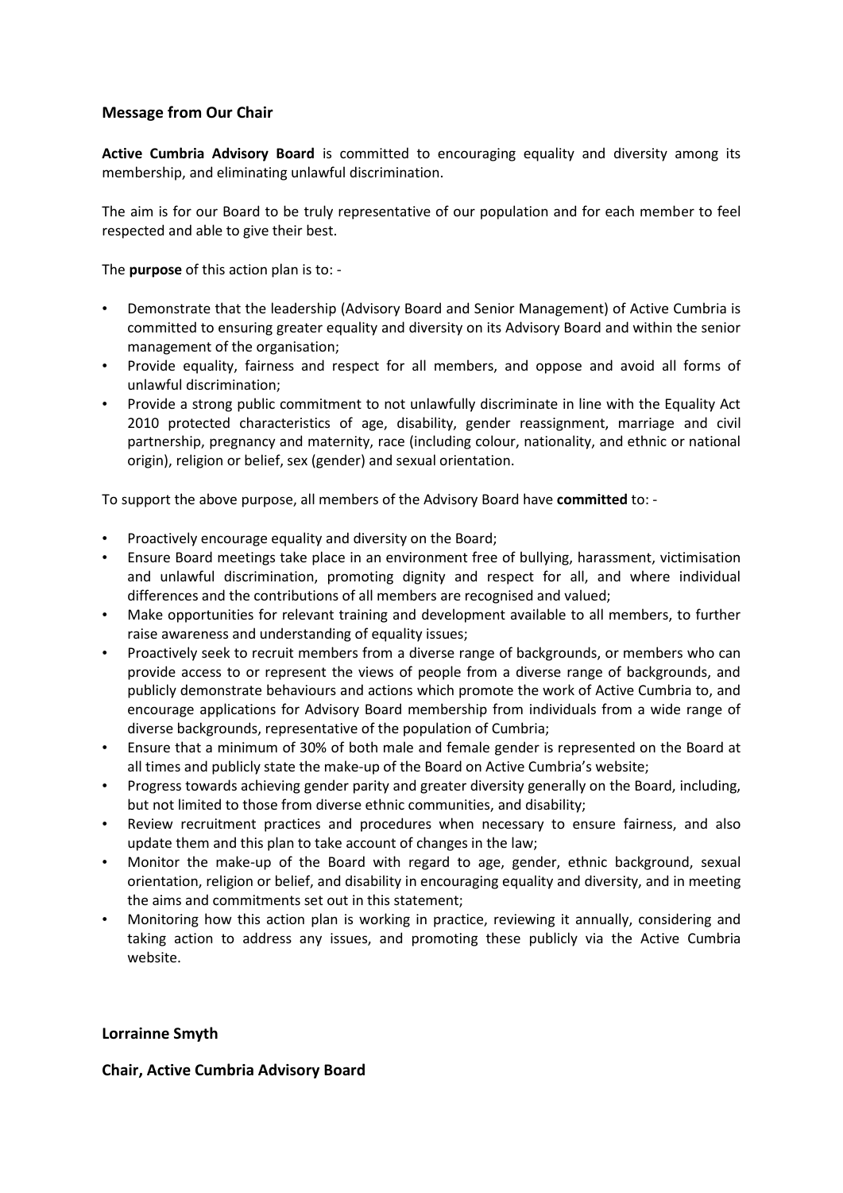## Message from Our Chair

**Active Cumbria Advisory Board** is committed to encouraging equality and diversity among its membership, and eliminating unlawful discrimination.

The aim is for our Board to be truly representative of our population and for each member to feel respected and able to give their best.

The **purpose** of this action plan is to: -

- Demonstrate that the leadership (Advisory Board and Senior Management) of Active Cumbria is committed to ensuring greater equality and diversity on its Advisory Board and within the senior management of the organisation;
- Provide equality, fairness and respect for all members, and oppose and avoid all forms of unlawful discrimination;
- Provide a strong public commitment to not unlawfully discriminate in line with the Equality Act 2010 protected characteristics of age, disability, gender reassignment, marriage and civil partnership, pregnancy and maternity, race (including colour, nationality, and ethnic or national origin), religion or belief, sex (gender) and sexual orientation.

To support the above purpose, all members of the Advisory Board have **committed** to: -

- Proactively encourage equality and diversity on the Board;
- Ensure Board meetings take place in an environment free of bullying, harassment, victimisation and unlawful discrimination, promoting dignity and respect for all, and where individual differences and the contributions of all members are recognised and valued;
- Make opportunities for relevant training and development available to all members, to further raise awareness and understanding of equality issues;
- Proactively seek to recruit members from a diverse range of backgrounds, or members who can provide access to or represent the views of people from a diverse range of backgrounds, and publicly demonstrate behaviours and actions which promote the work of Active Cumbria to, and encourage applications for Advisory Board membership from individuals from a wide range of diverse backgrounds, representative of the population of Cumbria;
- Ensure that a minimum of 30% of both male and female gender is represented on the Board at all times and publicly state the make-up of the Board on Active Cumbria's website;
- Progress towards achieving gender parity and greater diversity generally on the Board, including, but not limited to those from diverse ethnic communities, and disability;
- Review recruitment practices and procedures when necessary to ensure fairness, and also update them and this plan to take account of changes in the law;
- Monitor the make-up of the Board with regard to age, gender, ethnic background, sexual orientation, religion or belief, and disability in encouraging equality and diversity, and in meeting the aims and commitments set out in this statement;
- Monitoring how this action plan is working in practice, reviewing it annually, considering and taking action to address any issues, and promoting these publicly via the Active Cumbria website.

**Lorrainne Smyth**

**Chair, Active Cumbria Advisory Board**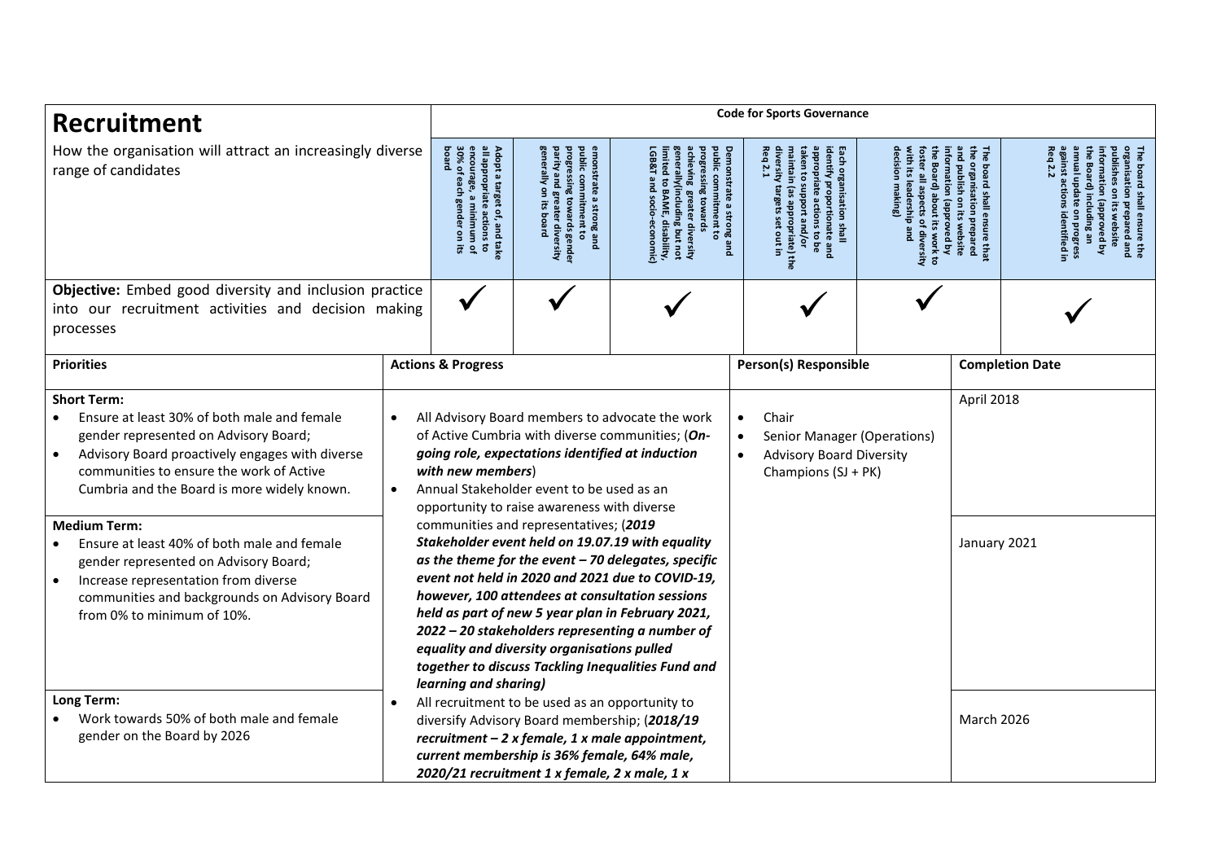# Recruitment

| How the organisation will attract an increasingly diverse range of candidates | Code for Sports Governance | | | | | |
|---|---|---|---|---|---|---|
| | Adopt a target of, and take all appropriate actions to encourage, a minimum of 30% of each gender on its board | emonstrate a strong and public commitment to progressing towards gender parity and greater diversity generally on its board | Demonstrate a strong and public commitment to progressing towards achieving greater diversity generally(including but not limited to BAME, disability, LGB&T and socio-economic) | Each organisation shall identify proportionate and appropriate actions to be taken to support and/or maintain (as appropriate) the diversity targets set out in Req 2.1 | The board shall ensure that the organisation prepared and publish on its website information (approved by the Board) about its work to foster all aspects of diversity with its leadership and decision making | The board shall ensure the organisation prepared and publishes on its website information (approved by the Board) including an annual update on progress against actions identified in Req 2.2 |
| **Objective:** Embed good diversity and inclusion practice into our recruitment activities and decision making processes | ✓ | ✓ | ✓ | ✓ | ✓ | ✓ |

| Priorities | Actions & Progress | Person(s) Responsible | Completion Date |
|---|---|---|---|
| **Short Term:**<br>• Ensure at least 30% of both male and female gender represented on Advisory Board;<br>• Advisory Board proactively engages with diverse communities to ensure the work of Active Cumbria and the Board is more widely known. | • All Advisory Board members to advocate the work of Active Cumbria with diverse communities; (***On-going role, expectations identified at induction with new members***)<br>• Annual Stakeholder event to be used as an opportunity to raise awareness with diverse communities and representatives; (***2019 Stakeholder event held on 19.07.19 with equality as the theme for the event – 70 delegates, specific event not held in 2020 and 2021 due to COVID-19, however, 100 attendees at consultation sessions held as part of new 5 year plan in February 2021, 2022 – 20 stakeholders representing a number of equality and diversity organisations pulled together to discuss Tackling Inequalities Fund and learning and sharing***)<br>• All recruitment to be used as an opportunity to diversify Advisory Board membership; (***2018/19 recruitment – 2 x female, 1 x male appointment, current membership is 36% female, 64% male, 2020/21 recruitment 1 x female, 2 x male, 1 x*** | • Chair<br>• Senior Manager (Operations)<br>• Advisory Board Diversity Champions (SJ + PK) | April 2018 |
| **Medium Term:**<br>• Ensure at least 40% of both male and female gender represented on Advisory Board;<br>• Increase representation from diverse communities and backgrounds on Advisory Board from 0% to minimum of 10%. | | | January 2021 |
| **Long Term:**<br>• Work towards 50% of both male and female gender on the Board by 2026 | | | March 2026 |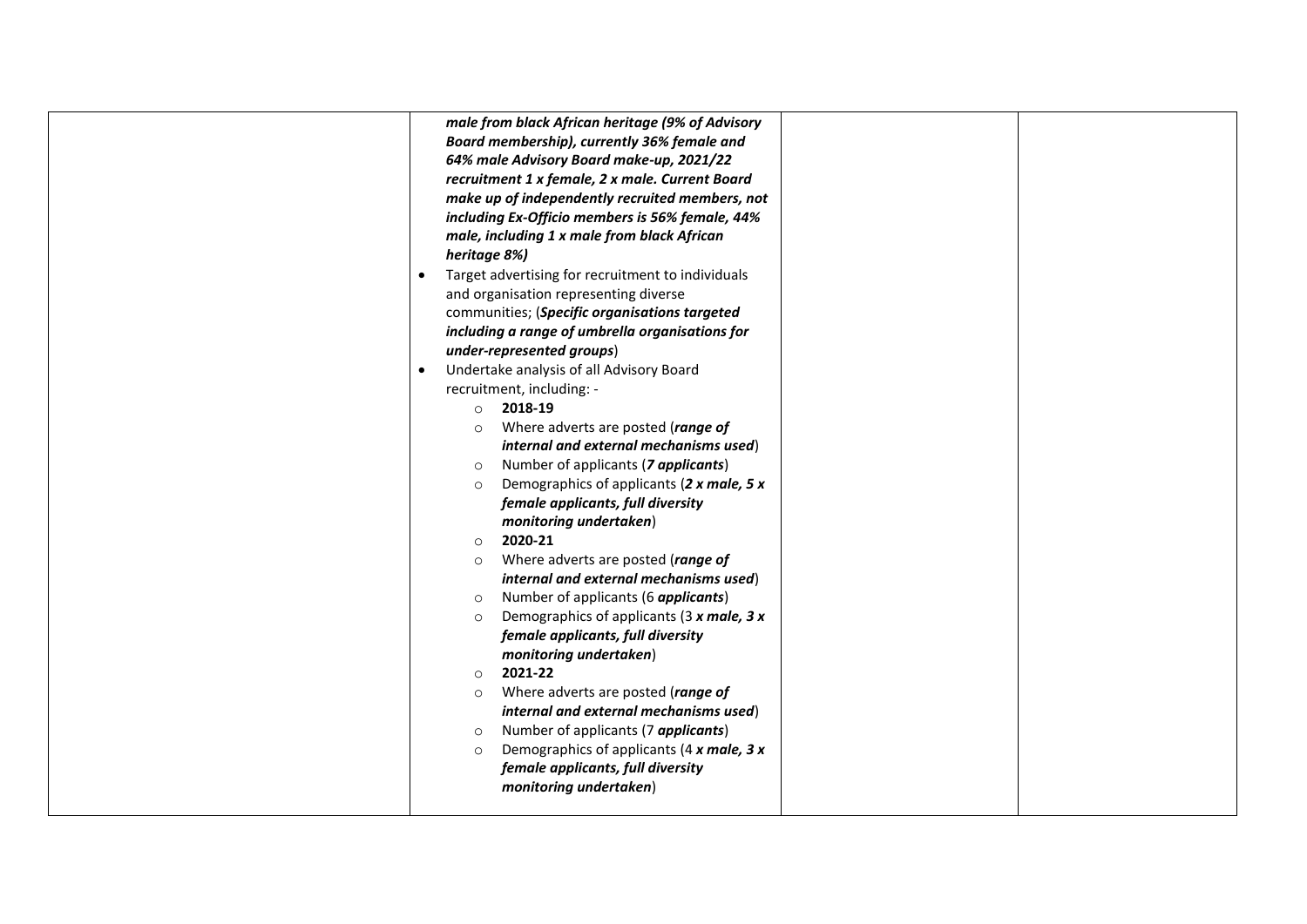| | | | |
|---|---|---|---|
| | ***male from black African heritage (9% of Advisory Board membership), currently 36% female and 64% male Advisory Board make-up, 2021/22 recruitment 1 x female, 2 x male. Current Board make up of independently recruited members, not including Ex-Officio members is 56% female, 44% male, including 1 x male from black African heritage 8%)***<br>• Target advertising for recruitment to individuals and organisation representing diverse communities; (***Specific organisations targeted including a range of umbrella organisations for under-represented groups***)<br>• Undertake analysis of all Advisory Board recruitment, including: -<br>  ○ **2018-19**<br>  ○ Where adverts are posted (***range of internal and external mechanisms used***)<br>  ○ Number of applicants (***7 applicants***)<br>  ○ Demographics of applicants (***2 x male, 5 x female applicants, full diversity monitoring undertaken***)<br>  ○ **2020-21**<br>  ○ Where adverts are posted (***range of internal and external mechanisms used***)<br>  ○ Number of applicants (6 ***applicants***)<br>  ○ Demographics of applicants (3 ***x male, 3 x female applicants, full diversity monitoring undertaken***)<br>  ○ **2021-22**<br>  ○ Where adverts are posted (***range of internal and external mechanisms used***)<br>  ○ Number of applicants (7 ***applicants***)<br>  ○ Demographics of applicants (4 ***x male, 3 x female applicants, full diversity monitoring undertaken***) | | |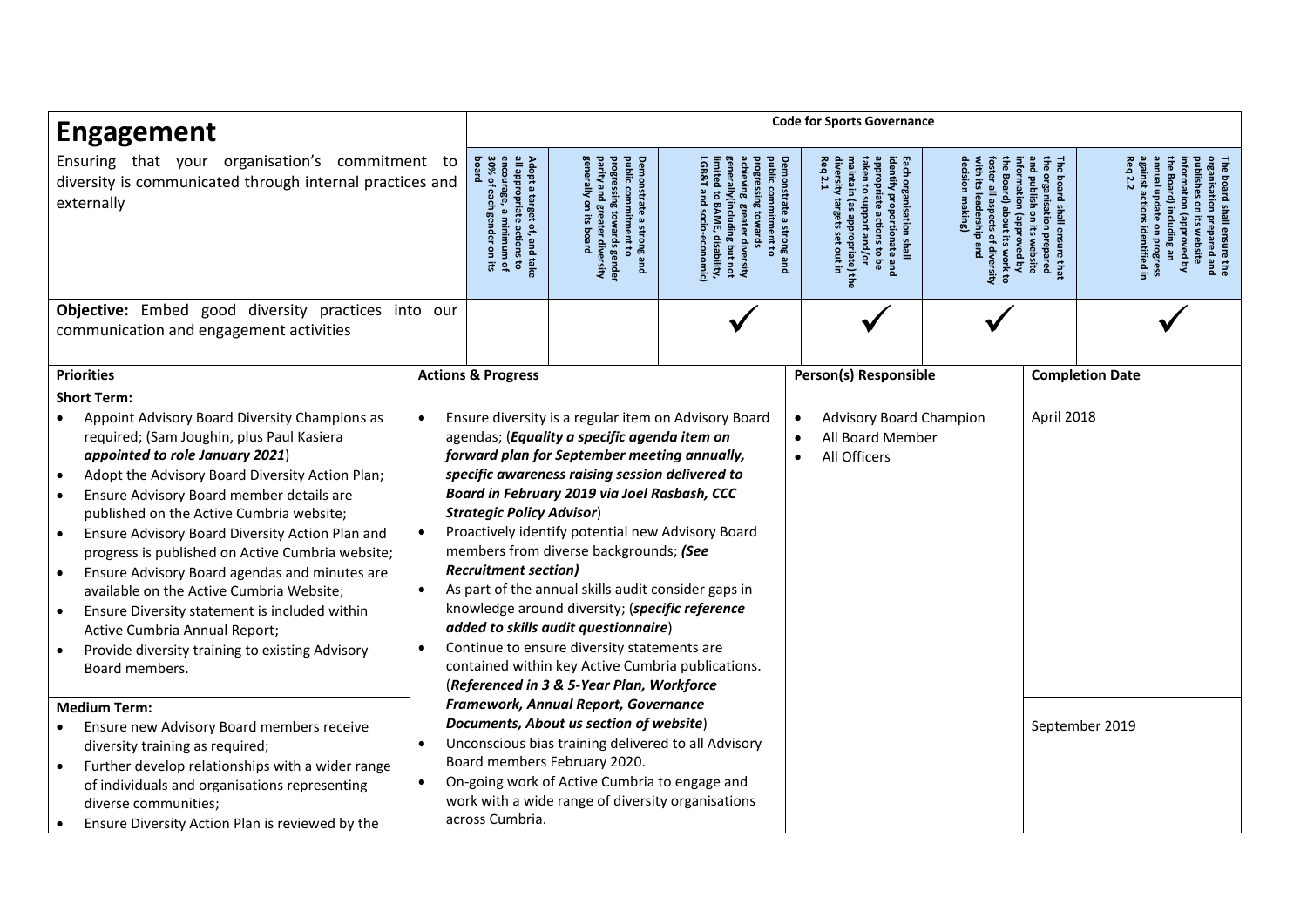| **Engagement** Ensuring that your organisation's commitment to diversity is communicated through internal practices and externally | **Code for Sports Governance** | | | | | |
|---|---|---|---|---|---|---|
| | Adopt a target of, and take all appropriate actions to encourage, a minimum of 30% of each gender on its board | Demonstrate a strong and public commitment to progressing towards gender parity and greater diversity generally on its board | Demonstrate a strong and public commitment to progressing towards achieving greater diversity generally(including but not limited to BAME, disability, LGB&T and socio-economic) | Each organisation shall identify proportionate and appropriate actions to be taken to support and/or maintain (as appropriate) the diversity targets set out in Req 2.1 | The board shall ensure that the organisation prepared and publish on its website information (approved by the Board) about its work to foster all aspects of diversity with its leadership and decision making) | The board shall ensure the organisation prepared and publishes on its website information (approved by the Board) including an annual update on progress against actions identified in Req 2.2 |
| **Objective:** Embed good diversity practices into our communication and engagement activities | | | ✓ | ✓ | ✓ | ✓ |

| Priorities | Actions & Progress | Person(s) Responsible | Completion Date |
|---|---|---|---|
| **Short Term:**<br>• Appoint Advisory Board Diversity Champions as required; (Sam Joughin, plus Paul Kasiera ***appointed to role January 2021***)<br>• Adopt the Advisory Board Diversity Action Plan;<br>• Ensure Advisory Board member details are published on the Active Cumbria website;<br>• Ensure Advisory Board Diversity Action Plan and progress is published on Active Cumbria website;<br>• Ensure Advisory Board agendas and minutes are available on the Active Cumbria Website;<br>• Ensure Diversity statement is included within Active Cumbria Annual Report;<br>• Provide diversity training to existing Advisory Board members. | • Ensure diversity is a regular item on Advisory Board agendas; (***Equality a specific agenda item on forward plan for September meeting annually, specific awareness raising session delivered to Board in February 2019 via Joel Rasbash, CCC Strategic Policy Advisor***)<br>• Proactively identify potential new Advisory Board members from diverse backgrounds; ***(See Recruitment section)***<br>• As part of the annual skills audit consider gaps in knowledge around diversity; (***specific reference added to skills audit questionnaire***)<br>• Continue to ensure diversity statements are contained within key Active Cumbria publications. (***Referenced in 3 & 5-Year Plan, Workforce Framework, Annual Report, Governance Documents, About us section of website***)<br>• Unconscious bias training delivered to all Advisory Board members February 2020.<br>• On-going work of Active Cumbria to engage and work with a wide range of diversity organisations across Cumbria. | • Advisory Board Champion<br>• All Board Member<br>• All Officers | April 2018 |
| **Medium Term:**<br>• Ensure new Advisory Board members receive diversity training as required;<br>• Further develop relationships with a wider range of individuals and organisations representing diverse communities;<br>• Ensure Diversity Action Plan is reviewed by the | | | September 2019 |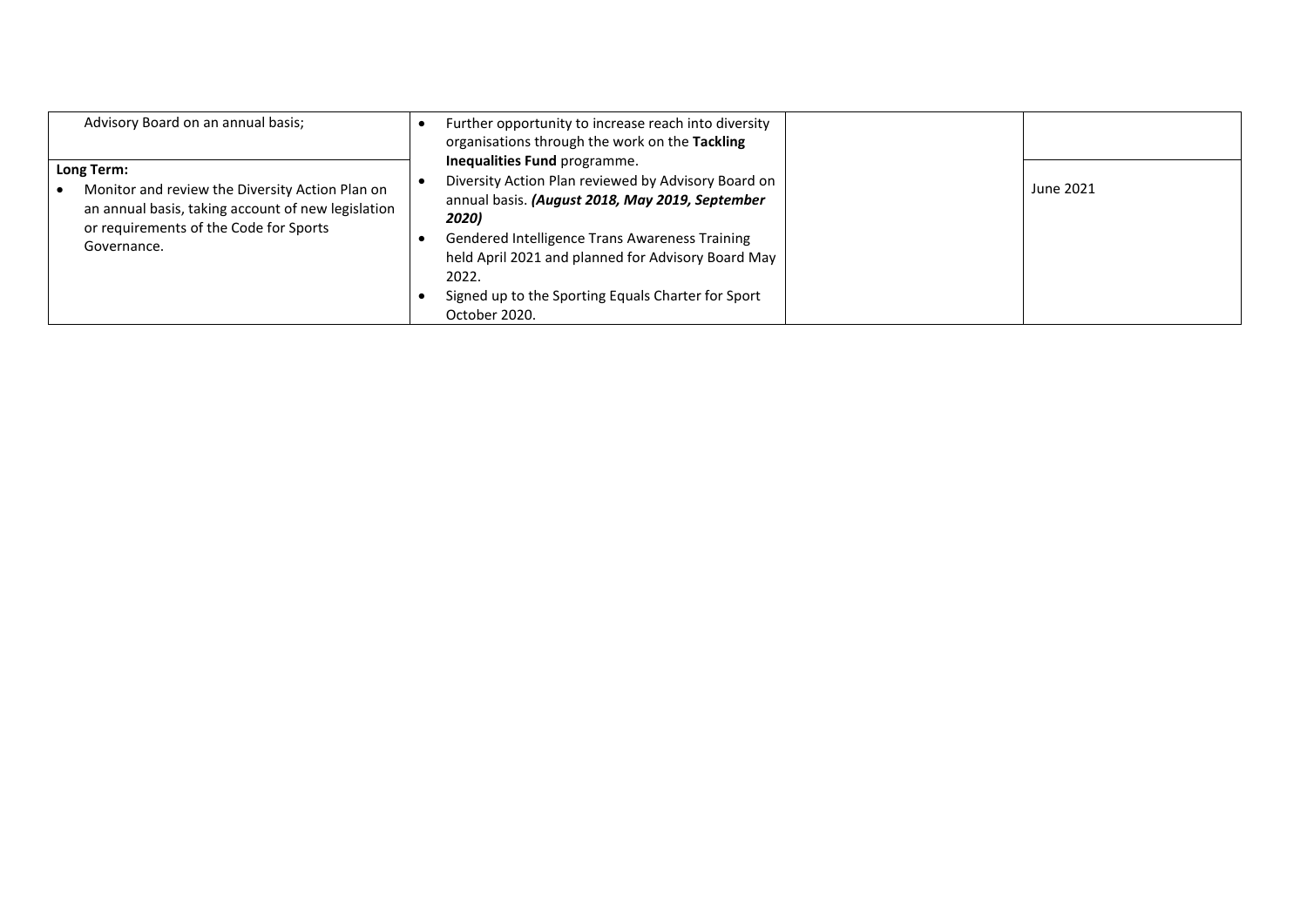| | | | |
|---|---|---|---|
| Advisory Board on an annual basis; | <ul><li>Further opportunity to increase reach into diversity organisations through the work on the **Tackling Inequalities Fund** programme.</li><li>Diversity Action Plan reviewed by Advisory Board on annual basis. ***(August 2018, May 2019, September 2020)***</li><li>Gendered Intelligence Trans Awareness Training held April 2021 and planned for Advisory Board May 2022.</li><li>Signed up to the Sporting Equals Charter for Sport October 2020.</li></ul> | | |
| **Long Term:**<br>• Monitor and review the Diversity Action Plan on an annual basis, taking account of new legislation or requirements of the Code for Sports Governance. | | | June 2021 |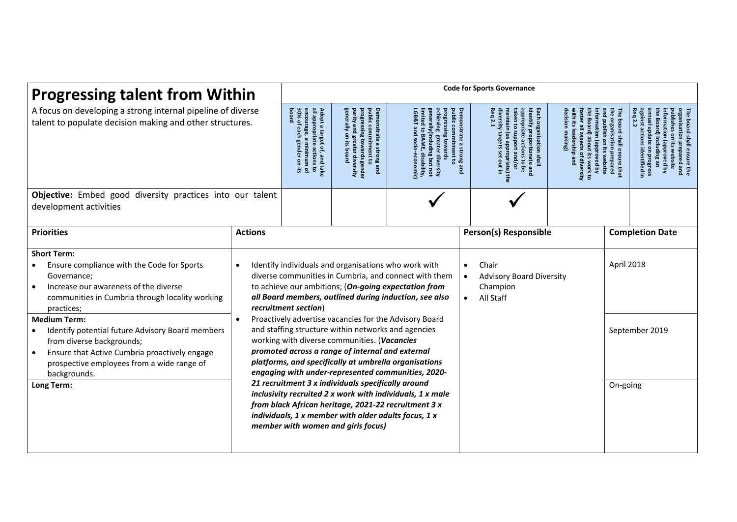## Progressing talent from Within

A focus on developing a strong internal pipeline of diverse talent to populate decision making and other structures.

| | Code for Sports Governance | | | | | |
|---|---|---|---|---|---|---|
| | Adopt a target of, and take all appropriate actions to encourage, a minimum of 30% of each gender on its board | Demonstrate a strong and public commitment to progressing towards gender parity and greater diversity generally on its board | Demonstrate a strong and public commitment to progressing towards achieving greater diversity generally(including but not limited to BAME, disability, LGB&T and socio-economic) | Each organisation shall identify proportionate and appropriate actions to be taken to support and/or maintain (as appropriate) the diversity targets set out in Req 2.1 | The board shall ensure that the organisation prepared and publish on its website information (approved by the Board) about its work to foster all aspects of diversity with its leadership and decision making) | The board shall ensure the organisation prepared and publishes on its website information (approved by the Board) including an annual update on progress against actions identified in Req 2.2 |
| **Objective:** Embed good diversity practices into our talent development activities | | | ✓ | ✓ | | |

| Priorities | Actions | Person(s) Responsible | Completion Date |
|---|---|---|---|
| **Short Term:**<br>• Ensure compliance with the Code for Sports Governance;<br>• Increase our awareness of the diverse communities in Cumbria through locality working practices; | • Identify individuals and organisations who work with diverse communities in Cumbria, and connect with them to achieve our ambitions; (***On-going expectation from all Board members, outlined during induction, see also recruitment section***) | • Chair<br>• Advisory Board Diversity Champion<br>• All Staff | April 2018 |
| **Medium Term:**<br>• Identify potential future Advisory Board members from diverse backgrounds;<br>• Ensure that Active Cumbria proactively engage prospective employees from a wide range of backgrounds. | • Proactively advertise vacancies for the Advisory Board and staffing structure within networks and agencies working with diverse communities. (***Vacancies promoted across a range of internal and external platforms, and specifically at umbrella organisations engaging with under-represented communities, 2020-21 recruitment 3 x individuals specifically around inclusivity recruited 2 x work with individuals, 1 x male from black African heritage, 2021-22 recruitment 3 x individuals, 1 x member with older adults focus, 1 x member with women and girls focus)*** | | September 2019 |
| **Long Term:** | | | On-going |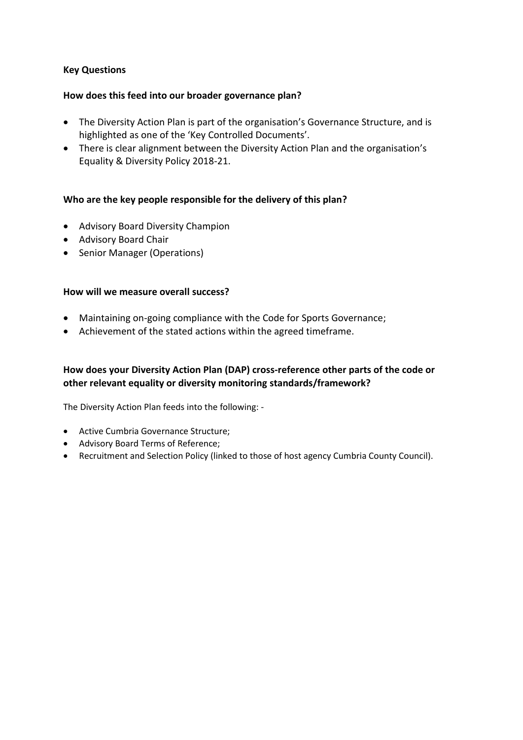**Key Questions**

**How does this feed into our broader governance plan?**

- The Diversity Action Plan is part of the organisation's Governance Structure, and is highlighted as one of the 'Key Controlled Documents'.
- There is clear alignment between the Diversity Action Plan and the organisation's Equality & Diversity Policy 2018-21.

**Who are the key people responsible for the delivery of this plan?**

- Advisory Board Diversity Champion
- Advisory Board Chair
- Senior Manager (Operations)

**How will we measure overall success?**

- Maintaining on-going compliance with the Code for Sports Governance;
- Achievement of the stated actions within the agreed timeframe.

**How does your Diversity Action Plan (DAP) cross-reference other parts of the code or other relevant equality or diversity monitoring standards/framework?**

The Diversity Action Plan feeds into the following: -

- Active Cumbria Governance Structure;
- Advisory Board Terms of Reference;
- Recruitment and Selection Policy (linked to those of host agency Cumbria County Council).